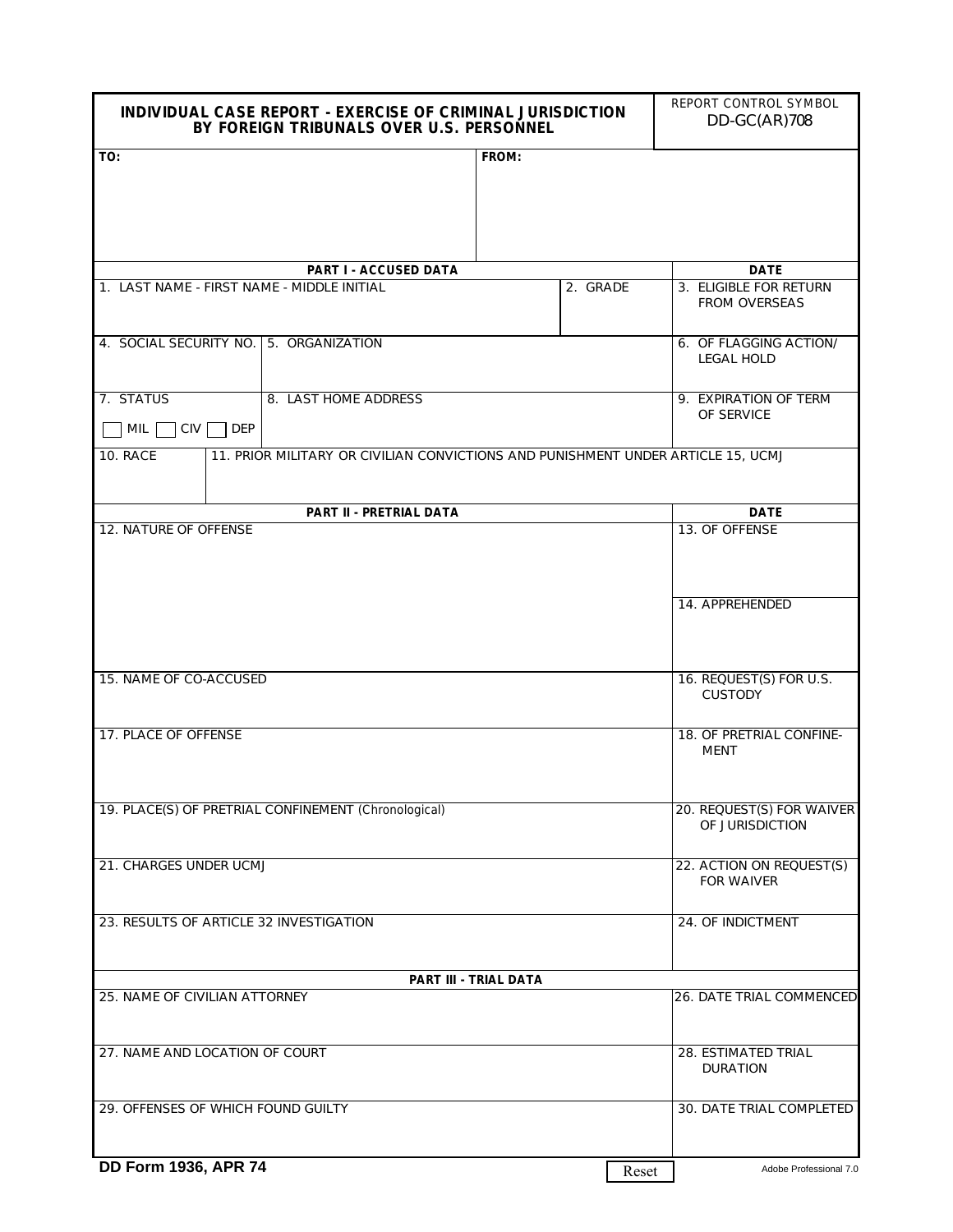# INDIVIDUAL CASE REPORT - EXERCISE OF CRIMINAL JURISDICTION BY FOREIGN TRIBUNALS OVER U.S. PERSONNEL

REPORT CONTROL SYMBOL
DD-GC(AR)708

| TO: | FROM: |
|---|---|
| | |

## PART I - ACCUSED DATA

| 1. LAST NAME - FIRST NAME - MIDDLE INITIAL | | 2. GRADE | DATE: 3. ELIGIBLE FOR RETURN FROM OVERSEAS |
|---|---|---|---|
| 4. SOCIAL SECURITY NO. | 5. ORGANIZATION | | 6. OF FLAGGING ACTION/ LEGAL HOLD |
| 7. STATUS ☐ MIL ☐ CIV ☐ DEP | 8. LAST HOME ADDRESS | | 9. EXPIRATION OF TERM OF SERVICE |
| 10. RACE | 11. PRIOR MILITARY OR CIVILIAN CONVICTIONS AND PUNISHMENT UNDER ARTICLE 15, UCMJ | | |

## PART II - PRETRIAL DATA

| | DATE |
|---|---|
| 12. NATURE OF OFFENSE | 13. OF OFFENSE |
| | 14. APPREHENDED |
| 15. NAME OF CO-ACCUSED | 16. REQUEST(S) FOR U.S. CUSTODY |
| 17. PLACE OF OFFENSE | 18. OF PRETRIAL CONFINEMENT |
| 19. PLACE(S) OF PRETRIAL CONFINEMENT (Chronological) | 20. REQUEST(S) FOR WAIVER OF JURISDICTION |
| 21. CHARGES UNDER UCMJ | 22. ACTION ON REQUEST(S) FOR WAIVER |
| 23. RESULTS OF ARTICLE 32 INVESTIGATION | 24. OF INDICTMENT |

## PART III - TRIAL DATA

| | |
|---|---|
| 25. NAME OF CIVILIAN ATTORNEY | 26. DATE TRIAL COMMENCED |
| 27. NAME AND LOCATION OF COURT | 28. ESTIMATED TRIAL DURATION |
| 29. OFFENSES OF WHICH FOUND GUILTY | 30. DATE TRIAL COMPLETED |

DD Form 1936, APR 74

Reset

Adobe Professional 7.0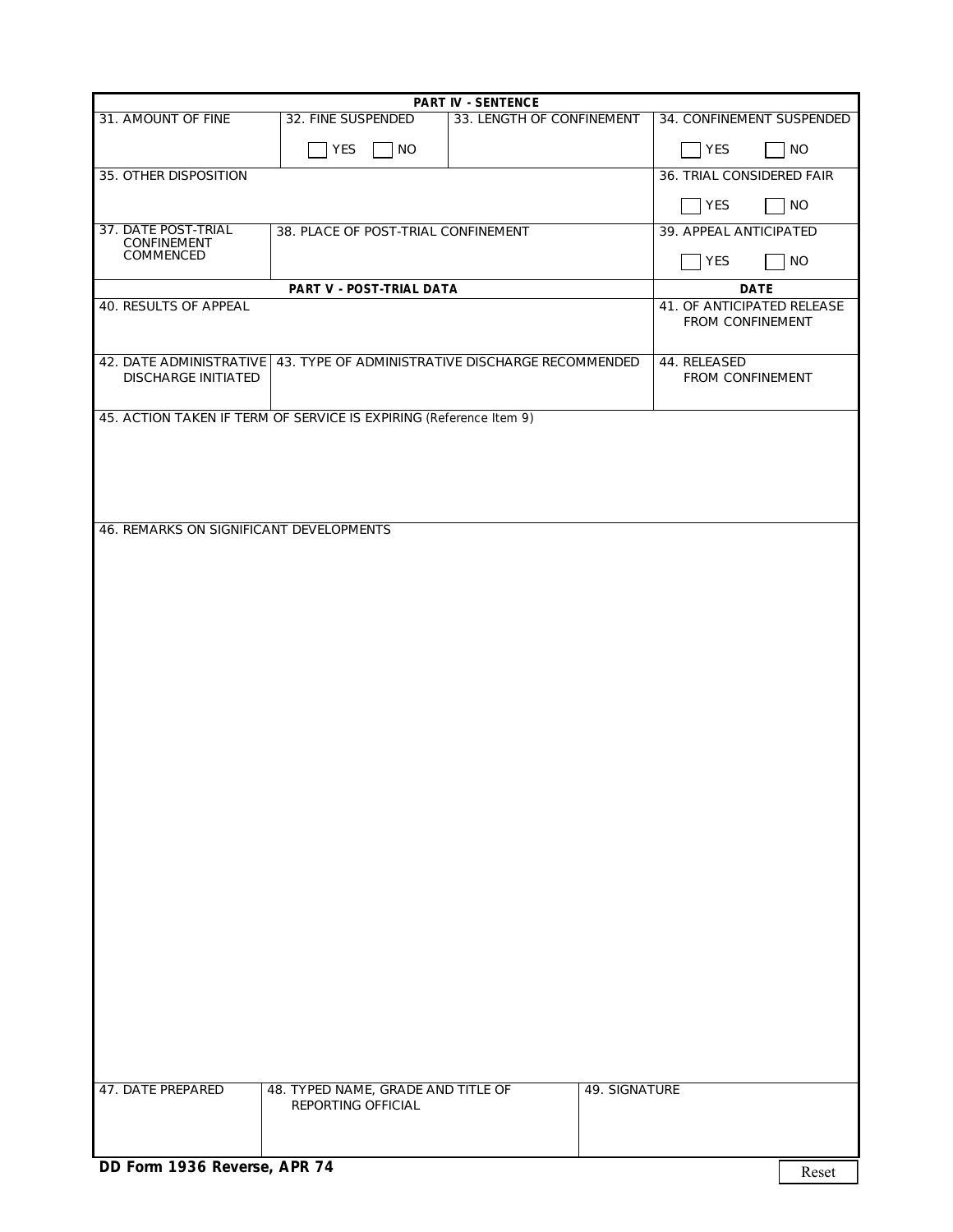## PART IV - SENTENCE

| 31. AMOUNT OF FINE | 32. FINE SUSPENDED | 33. LENGTH OF CONFINEMENT | 34. CONFINEMENT SUSPENDED |
|---|---|---|---|
| | ☐ YES ☐ NO | | ☐ YES ☐ NO |

| 35. OTHER DISPOSITION | 36. TRIAL CONSIDERED FAIR |
|---|---|
| | ☐ YES ☐ NO |

| 37. DATE POST-TRIAL CONFINEMENT COMMENCED | 38. PLACE OF POST-TRIAL CONFINEMENT | 39. APPEAL ANTICIPATED |
|---|---|---|
| | | ☐ YES ☐ NO |

## PART V - POST-TRIAL DATA

| | | DATE |
|---|---|---|
| 40. RESULTS OF APPEAL | | 41. OF ANTICIPATED RELEASE FROM CONFINEMENT |
| 42. DATE ADMINISTRATIVE DISCHARGE INITIATED | 43. TYPE OF ADMINISTRATIVE DISCHARGE RECOMMENDED | 44. RELEASED FROM CONFINEMENT |

45. ACTION TAKEN IF TERM OF SERVICE IS EXPIRING (Reference Item 9)

46. REMARKS ON SIGNIFICANT DEVELOPMENTS

| 47. DATE PREPARED | 48. TYPED NAME, GRADE AND TITLE OF REPORTING OFFICIAL | 49. SIGNATURE |
|---|---|---|
| | | |

**DD Form 1936 Reverse, APR 74**

Reset